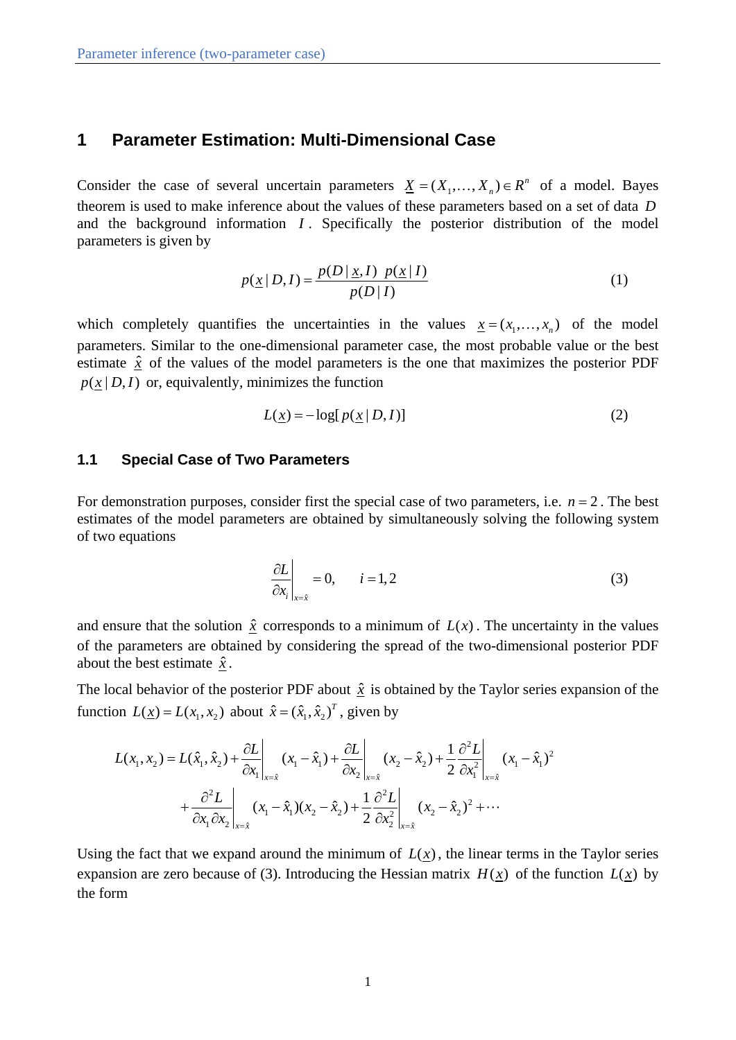# 1 Parameter Estimation: Multi-Dimensional Case

Consider the case of several uncertain parameters $\underline{X} = (X_1, \ldots, X_n) \in R^n$ of a model. Bayes theorem is used to make inference about the values of these parameters based on a set of data $D$ and the background information $I$. Specifically the posterior distribution of the model parameters is given by

$$p(\underline{x} \mid D, I) = \frac{p(D \mid \underline{x}, I)\ \ p(\underline{x} \mid I)}{p(D \mid I)} \tag{1}$$

which completely quantifies the uncertainties in the values $\underline{x} = (x_1, \ldots, x_n)$ of the model parameters. Similar to the one-dimensional parameter case, the most probable value or the best estimate $\hat{\underline{x}}$ of the values of the model parameters is the one that maximizes the posterior PDF $p(\underline{x} \mid D, I)$ or, equivalently, minimizes the function

$$L(\underline{x}) = -\log[\, p(\underline{x} \mid D, I)] \tag{2}$$

## 1.1 Special Case of Two Parameters

For demonstration purposes, consider first the special case of two parameters, i.e. $n = 2$. The best estimates of the model parameters are obtained by simultaneously solving the following system of two equations

$$\left.\frac{\partial L}{\partial x_i}\right|_{x=\hat{x}} = 0, \qquad i = 1, 2 \tag{3}$$

and ensure that the solution $\hat{\underline{x}}$ corresponds to a minimum of $L(x)$. The uncertainty in the values of the parameters are obtained by considering the spread of the two-dimensional posterior PDF about the best estimate $\hat{\underline{x}}$.

The local behavior of the posterior PDF about $\hat{\underline{x}}$ is obtained by the Taylor series expansion of the function $L(\underline{x}) = L(x_1, x_2)$ about $\hat{x} = (\hat{x}_1, \hat{x}_2)^T$, given by

$$\begin{aligned} L(x_1, x_2) = L(\hat{x}_1, \hat{x}_2) &+ \left.\frac{\partial L}{\partial x_1}\right|_{x=\hat{x}} (x_1 - \hat{x}_1) + \left.\frac{\partial L}{\partial x_2}\right|_{x=\hat{x}} (x_2 - \hat{x}_2) + \frac{1}{2}\left.\frac{\partial^2 L}{\partial x_1^2}\right|_{x=\hat{x}} (x_1 - \hat{x}_1)^2 \\ &+ \left.\frac{\partial^2 L}{\partial x_1 \partial x_2}\right|_{x=\hat{x}} (x_1 - \hat{x}_1)(x_2 - \hat{x}_2) + \frac{1}{2}\left.\frac{\partial^2 L}{\partial x_2^2}\right|_{x=\hat{x}} (x_2 - \hat{x}_2)^2 + \cdots \end{aligned}$$

Using the fact that we expand around the minimum of $L(\underline{x})$, the linear terms in the Taylor series expansion are zero because of (3). Introducing the Hessian matrix $H(\underline{x})$ of the function $L(\underline{x})$ by the form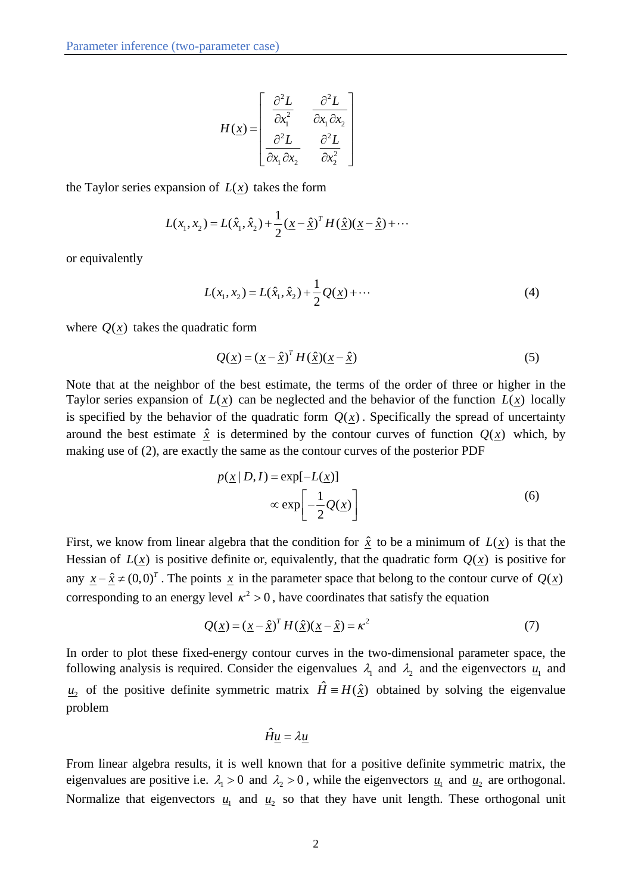$$H(\underline{x}) = \begin{bmatrix} \dfrac{\partial^2 L}{\partial x_1^2} & \dfrac{\partial^2 L}{\partial x_1 \partial x_2} \\ \dfrac{\partial^2 L}{\partial x_1 \partial x_2} & \dfrac{\partial^2 L}{\partial x_2^2} \end{bmatrix}$$

the Taylor series expansion of $L(\underline{x})$ takes the form

$$L(x_1, x_2) = L(\hat{x}_1, \hat{x}_2) + \frac{1}{2}(\underline{x} - \hat{\underline{x}})^T H(\hat{\underline{x}})(\underline{x} - \hat{\underline{x}}) + \cdots$$

or equivalently

$$L(x_1, x_2) = L(\hat{x}_1, \hat{x}_2) + \frac{1}{2}Q(\underline{x}) + \cdots \tag{4}$$

where $Q(\underline{x})$ takes the quadratic form

$$Q(\underline{x}) = (\underline{x} - \hat{\underline{x}})^T H(\hat{\underline{x}})(\underline{x} - \hat{\underline{x}}) \tag{5}$$

Note that at the neighbor of the best estimate, the terms of the order of three or higher in the Taylor series expansion of $L(\underline{x})$ can be neglected and the behavior of the function $L(\underline{x})$ locally is specified by the behavior of the quadratic form $Q(\underline{x})$. Specifically the spread of uncertainty around the best estimate $\hat{\underline{x}}$ is determined by the contour curves of function $Q(\underline{x})$ which, by making use of (2), are exactly the same as the contour curves of the posterior PDF

$$\begin{aligned} p(\underline{x} \mid D, I) &= \exp[-L(\underline{x})] \\ &\propto \exp\left[-\frac{1}{2}Q(\underline{x})\right] \end{aligned} \tag{6}$$

First, we know from linear algebra that the condition for $\hat{\underline{x}}$ to be a minimum of $L(\underline{x})$ is that the Hessian of $L(\underline{x})$ is positive definite or, equivalently, that the quadratic form $Q(\underline{x})$ is positive for any $\underline{x} - \hat{\underline{x}} \neq (0,0)^T$. The points $\underline{x}$ in the parameter space that belong to the contour curve of $Q(\underline{x})$ corresponding to an energy level $\kappa^2 > 0$, have coordinates that satisfy the equation

$$Q(\underline{x}) = (\underline{x} - \hat{\underline{x}})^T H(\hat{\underline{x}})(\underline{x} - \hat{\underline{x}}) = \kappa^2 \tag{7}$$

In order to plot these fixed-energy contour curves in the two-dimensional parameter space, the following analysis is required. Consider the eigenvalues $\lambda_1$ and $\lambda_2$ and the eigenvectors $\underline{u}_1$ and $\underline{u}_2$ of the positive definite symmetric matrix $\hat{H} \equiv H(\hat{\underline{x}})$ obtained by solving the eigenvalue problem

$$\hat{H}\underline{u} = \lambda \underline{u}$$

From linear algebra results, it is well known that for a positive definite symmetric matrix, the eigenvalues are positive i.e. $\lambda_1 > 0$ and $\lambda_2 > 0$, while the eigenvectors $\underline{u}_1$ and $\underline{u}_2$ are orthogonal. Normalize that eigenvectors $\underline{u}_1$ and $\underline{u}_2$ so that they have unit length. These orthogonal unit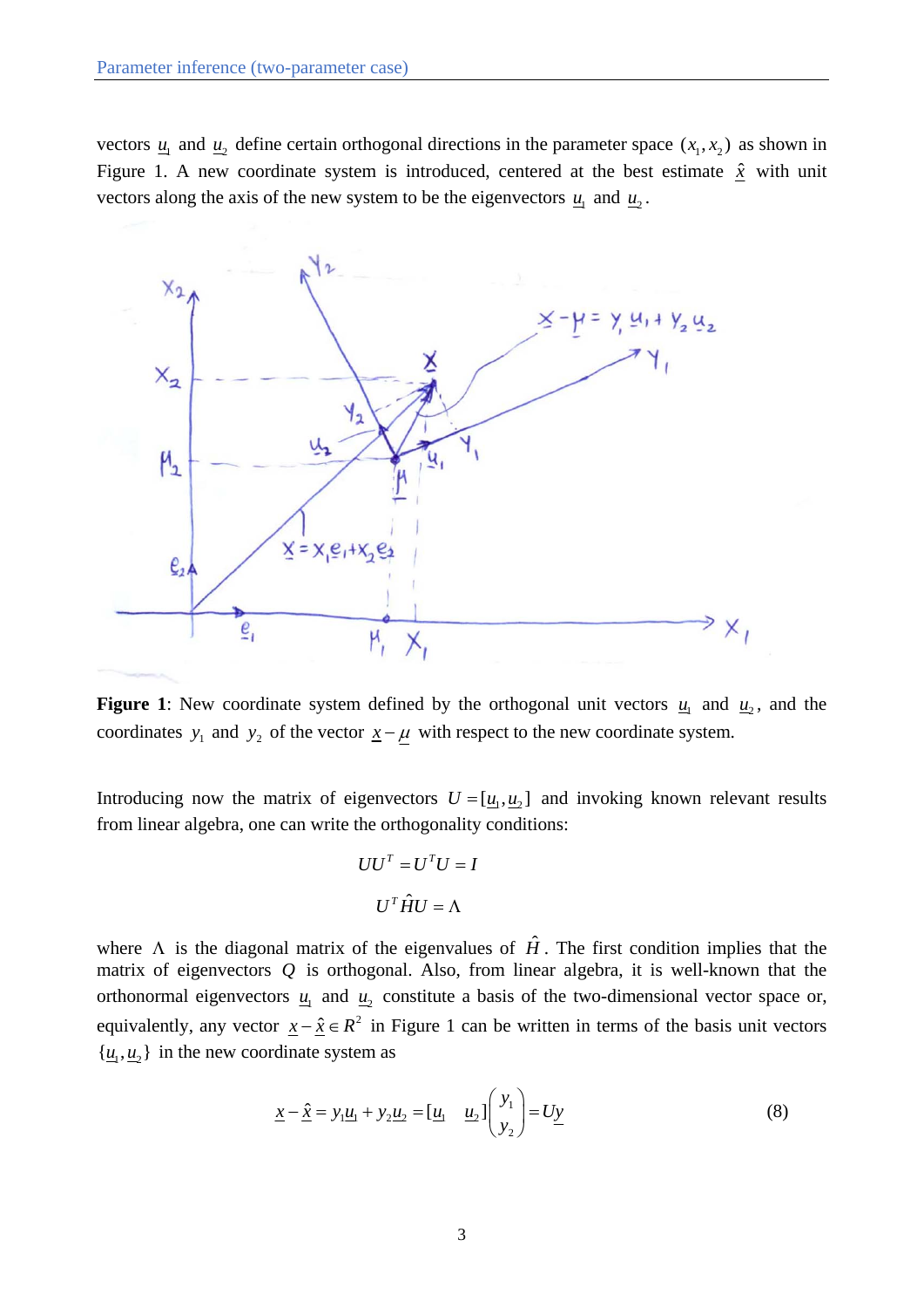vectors $\underline{u}_1$ and $\underline{u}_2$ define certain orthogonal directions in the parameter space $(x_1, x_2)$ as shown in Figure 1. A new coordinate system is introduced, centered at the best estimate $\hat{\underline{x}}$ with unit vectors along the axis of the new system to be the eigenvectors $\underline{u}_1$ and $\underline{u}_2$.

**Figure 1**: New coordinate system defined by the orthogonal unit vectors $\underline{u}_1$ and $\underline{u}_2$, and the coordinates $y_1$ and $y_2$ of the vector $\underline{x} - \underline{\mu}$ with respect to the new coordinate system.

Introducing now the matrix of eigenvectors $U = [\underline{u}_1, \underline{u}_2]$ and invoking known relevant results from linear algebra, one can write the orthogonality conditions:

$$UU^T = U^T U = I$$

$$U^T \hat{H} U = \Lambda$$

where $\Lambda$ is the diagonal matrix of the eigenvalues of $\hat{H}$. The first condition implies that the matrix of eigenvectors $Q$ is orthogonal. Also, from linear algebra, it is well-known that the orthonormal eigenvectors $\underline{u}_1$ and $\underline{u}_2$ constitute a basis of the two-dimensional vector space or, equivalently, any vector $\underline{x} - \hat{\underline{x}} \in R^2$ in Figure 1 can be written in terms of the basis unit vectors $\{\underline{u}_1, \underline{u}_2\}$ in the new coordinate system as

$$\underline{x} - \hat{\underline{x}} = y_1 \underline{u}_1 + y_2 \underline{u}_2 = [\underline{u}_1 \quad \underline{u}_2] \begin{pmatrix} y_1 \\ y_2 \end{pmatrix} = U\underline{y} \tag{8}$$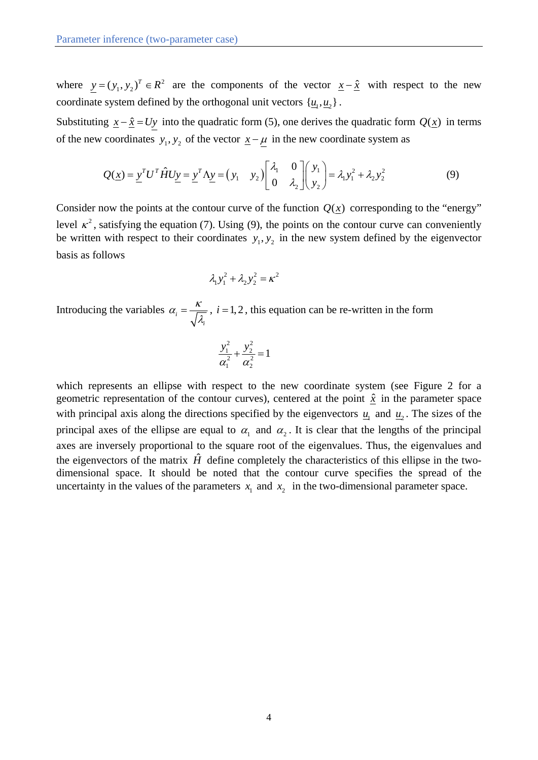where $\underline{y} = (y_1, y_2)^T \in R^2$ are the components of the vector $\underline{x} - \hat{\underline{x}}$ with respect to the new coordinate system defined by the orthogonal unit vectors $\{\underline{u}_1, \underline{u}_2\}$.

Substituting $\underline{x} - \hat{\underline{x}} = U\underline{y}$ into the quadratic form (5), one derives the quadratic form $Q(\underline{x})$ in terms of the new coordinates $y_1, y_2$ of the vector $\underline{x} - \underline{\mu}$ in the new coordinate system as

$$Q(\underline{x}) = \underline{y}^T U^T \hat{H} U \underline{y} = \underline{y}^T \Lambda \underline{y} = \begin{pmatrix} y_1 & y_2 \end{pmatrix} \begin{bmatrix} \lambda_1 & 0 \\ 0 & \lambda_2 \end{bmatrix} \begin{pmatrix} y_1 \\ y_2 \end{pmatrix} = \lambda_1 y_1^2 + \lambda_2 y_2^2 \qquad (9)$$

Consider now the points at the contour curve of the function $Q(\underline{x})$ corresponding to the "energy" level $\kappa^2$, satisfying the equation (7). Using (9), the points on the contour curve can conveniently be written with respect to their coordinates $y_1, y_2$ in the new system defined by the eigenvector basis as follows

$$\lambda_1 y_1^2 + \lambda_2 y_2^2 = \kappa^2$$

Introducing the variables $\alpha_i = \dfrac{\kappa}{\sqrt{\lambda_i}}$, $i = 1, 2$, this equation can be re-written in the form

$$\frac{y_1^2}{\alpha_1^2} + \frac{y_2^2}{\alpha_2^2} = 1$$

which represents an ellipse with respect to the new coordinate system (see Figure 2 for a geometric representation of the contour curves), centered at the point $\hat{\underline{x}}$ in the parameter space with principal axis along the directions specified by the eigenvectors $\underline{u}_1$ and $\underline{u}_2$. The sizes of the principal axes of the ellipse are equal to $\alpha_1$ and $\alpha_2$. It is clear that the lengths of the principal axes are inversely proportional to the square root of the eigenvalues. Thus, the eigenvalues and the eigenvectors of the matrix $\hat{H}$ define completely the characteristics of this ellipse in the two-dimensional space. It should be noted that the contour curve specifies the spread of the uncertainty in the values of the parameters $x_1$ and $x_2$ in the two-dimensional parameter space.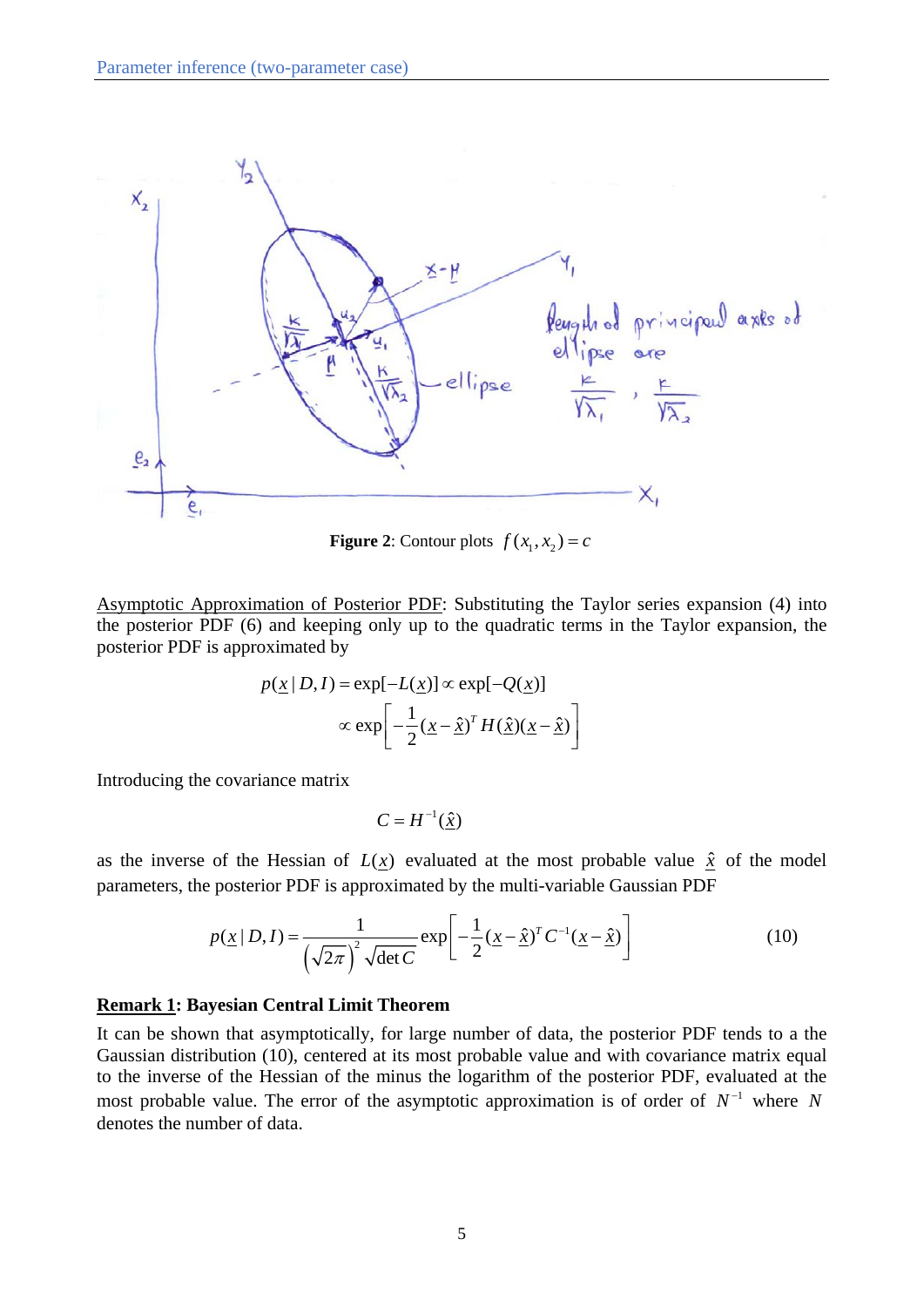**Figure 2**: Contour plots $f(x_1, x_2) = c$

Asymptotic Approximation of Posterior PDF: Substituting the Taylor series expansion (4) into the posterior PDF (6) and keeping only up to the quadratic terms in the Taylor expansion, the posterior PDF is approximated by

$$p(\underline{x} \mid D, I) = \exp[-L(\underline{x})] \propto \exp[-Q(\underline{x})]$$

$$\propto \exp\left[-\frac{1}{2}(\underline{x} - \hat{\underline{x}})^T H(\hat{\underline{x}})(\underline{x} - \hat{\underline{x}})\right]$$

Introducing the covariance matrix

$$C = H^{-1}(\hat{\underline{x}})$$

as the inverse of the Hessian of $L(\underline{x})$ evaluated at the most probable value $\hat{\underline{x}}$ of the model parameters, the posterior PDF is approximated by the multi-variable Gaussian PDF

$$p(\underline{x} \mid D, I) = \frac{1}{\left(\sqrt{2\pi}\right)^2 \sqrt{\det C}} \exp\left[-\frac{1}{2}(\underline{x} - \hat{\underline{x}})^T C^{-1}(\underline{x} - \hat{\underline{x}})\right] \tag{10}$$

**Remark 1: Bayesian Central Limit Theorem**

It can be shown that asymptotically, for large number of data, the posterior PDF tends to a the Gaussian distribution (10), centered at its most probable value and with covariance matrix equal to the inverse of the Hessian of the minus the logarithm of the posterior PDF, evaluated at the most probable value. The error of the asymptotic approximation is of order of $N^{-1}$ where $N$ denotes the number of data.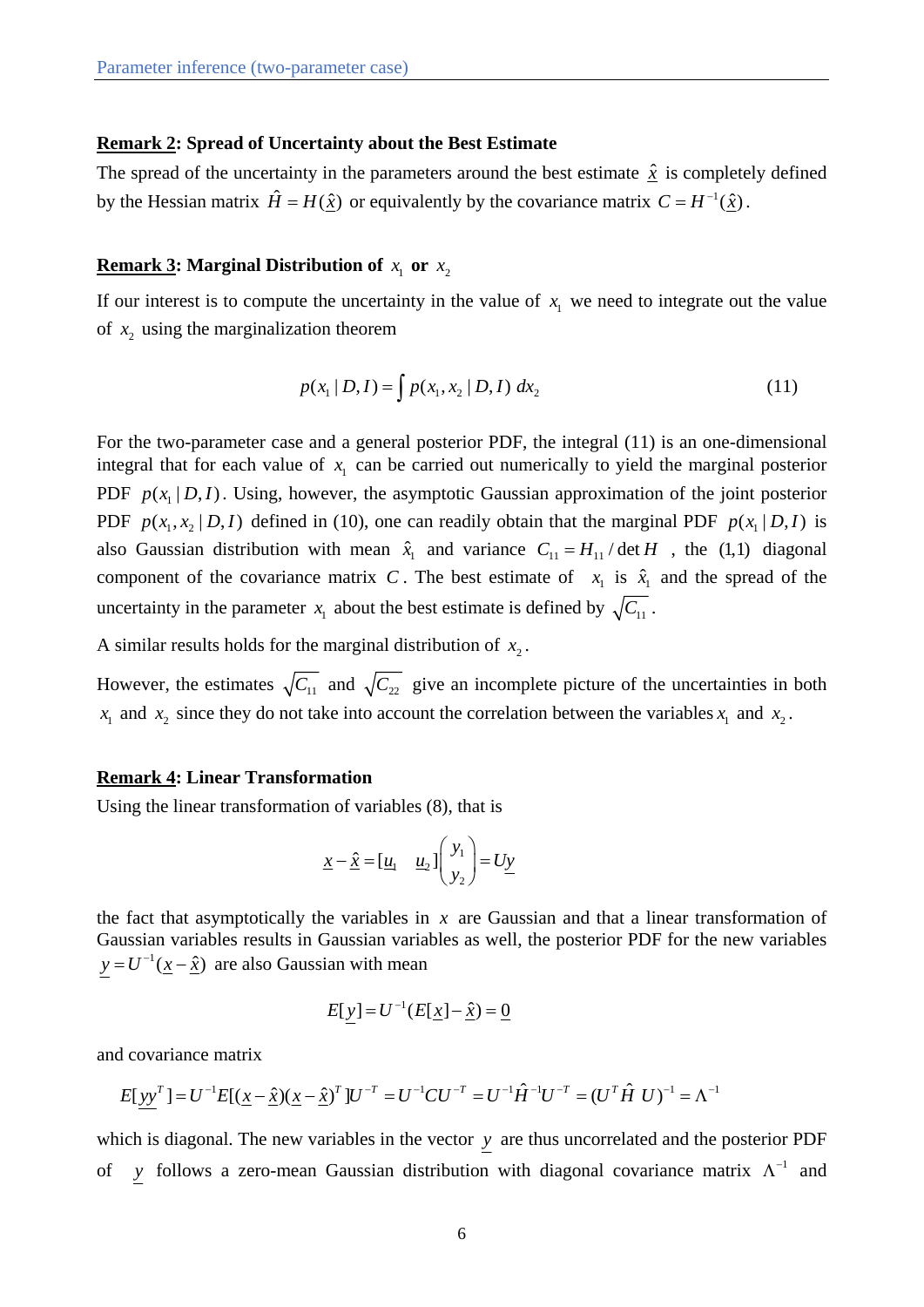**Remark 2: Spread of Uncertainty about the Best Estimate**

The spread of the uncertainty in the parameters around the best estimate $\underline{\hat{x}}$ is completely defined by the Hessian matrix $\hat{H} = H(\underline{\hat{x}})$ or equivalently by the covariance matrix $C = H^{-1}(\underline{\hat{x}})$.

**Remark 3: Marginal Distribution of $x_1$ or $x_2$**

If our interest is to compute the uncertainty in the value of $x_1$ we need to integrate out the value of $x_2$ using the marginalization theorem

$$p(x_1 \mid D, I) = \int p(x_1, x_2 \mid D, I)\ dx_2 \tag{11}$$

For the two-parameter case and a general posterior PDF, the integral (11) is an one-dimensional integral that for each value of $x_1$ can be carried out numerically to yield the marginal posterior PDF $p(x_1 \mid D, I)$. Using, however, the asymptotic Gaussian approximation of the joint posterior PDF $p(x_1, x_2 \mid D, I)$ defined in (10), one can readily obtain that the marginal PDF $p(x_1 \mid D, I)$ is also Gaussian distribution with mean $\hat{x}_1$ and variance $C_{11} = H_{11} / \det H$ , the (1,1) diagonal component of the covariance matrix $C$. The best estimate of $x_1$ is $\hat{x}_1$ and the spread of the uncertainty in the parameter $x_1$ about the best estimate is defined by $\sqrt{C_{11}}$.

A similar results holds for the marginal distribution of $x_2$.

However, the estimates $\sqrt{C_{11}}$ and $\sqrt{C_{22}}$ give an incomplete picture of the uncertainties in both $x_1$ and $x_2$ since they do not take into account the correlation between the variables $x_1$ and $x_2$.

**Remark 4: Linear Transformation**

Using the linear transformation of variables (8), that is

$$\underline{x} - \underline{\hat{x}} = [\underline{u}_1 \quad \underline{u}_2] \begin{pmatrix} y_1 \\ y_2 \end{pmatrix} = U\underline{y}$$

the fact that asymptotically the variables in $x$ are Gaussian and that a linear transformation of Gaussian variables results in Gaussian variables as well, the posterior PDF for the new variables $\underline{y} = U^{-1}(\underline{x} - \underline{\hat{x}})$ are also Gaussian with mean

$$E[\underline{y}] = U^{-1}(E[\underline{x}] - \underline{\hat{x}}) = \underline{0}$$

and covariance matrix

$$E[\underline{y}\underline{y}^T] = U^{-1}E[(\underline{x} - \underline{\hat{x}})(\underline{x} - \underline{\hat{x}})^T]U^{-T} = U^{-1}CU^{-T} = U^{-1}\hat{H}^{-1}U^{-T} = (U^T \hat{H}\ U)^{-1} = \Lambda^{-1}$$

which is diagonal. The new variables in the vector $\underline{y}$ are thus uncorrelated and the posterior PDF of $\underline{y}$ follows a zero-mean Gaussian distribution with diagonal covariance matrix $\Lambda^{-1}$ and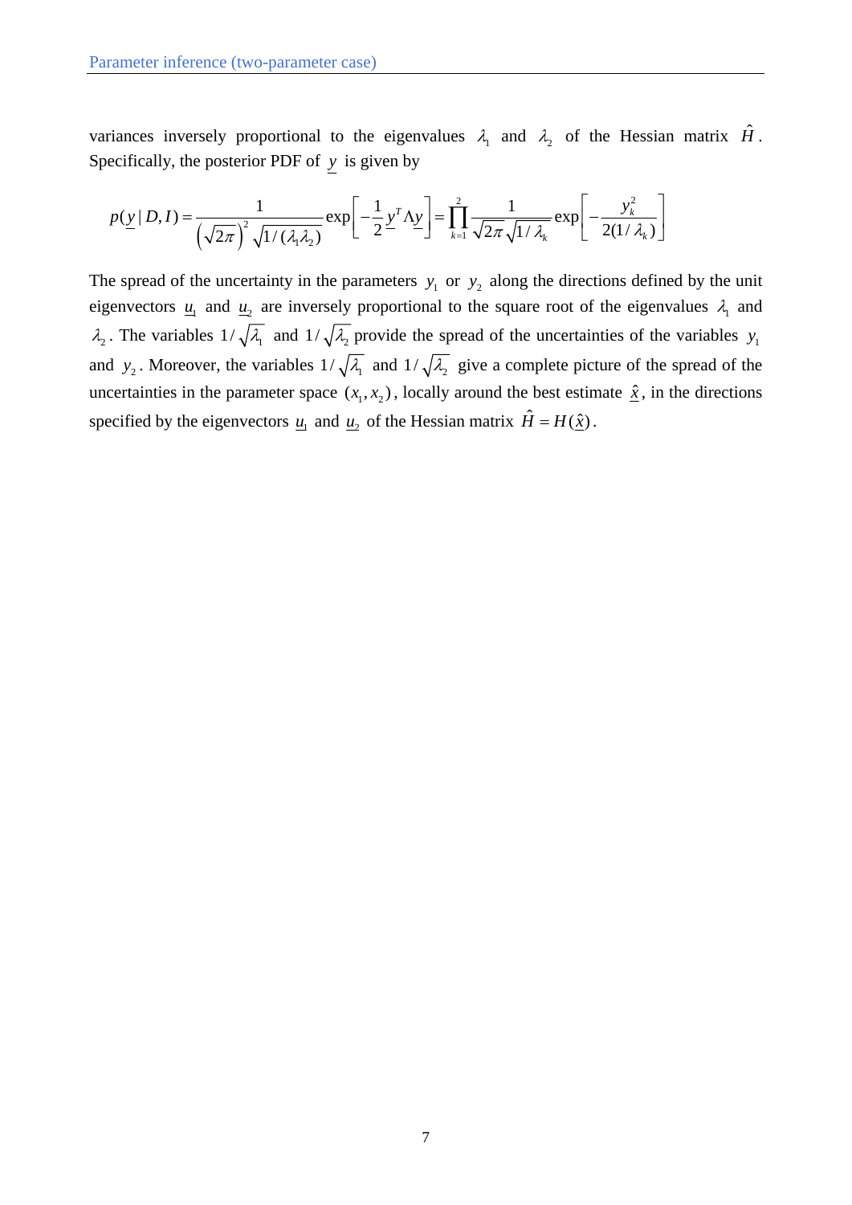variances inversely proportional to the eigenvalues $\lambda_1$ and $\lambda_2$ of the Hessian matrix $\hat{H}$. Specifically, the posterior PDF of $\underline{y}$ is given by

$$p(\underline{y}\,|\,D,I) = \frac{1}{\left(\sqrt{2\pi}\right)^2 \sqrt{1/(\lambda_1\lambda_2)}} \exp\left[-\frac{1}{2}\underline{y}^T \Lambda \underline{y}\right] = \prod_{k=1}^{2} \frac{1}{\sqrt{2\pi}\sqrt{1/\lambda_k}} \exp\left[-\frac{y_k^2}{2(1/\lambda_k)}\right]$$

The spread of the uncertainty in the parameters $y_1$ or $y_2$ along the directions defined by the unit eigenvectors $\underline{u}_1$ and $\underline{u}_2$ are inversely proportional to the square root of the eigenvalues $\lambda_1$ and $\lambda_2$. The variables $1/\sqrt{\lambda_1}$ and $1/\sqrt{\lambda_2}$ provide the spread of the uncertainties of the variables $y_1$ and $y_2$. Moreover, the variables $1/\sqrt{\lambda_1}$ and $1/\sqrt{\lambda_2}$ give a complete picture of the spread of the uncertainties in the parameter space $(x_1, x_2)$, locally around the best estimate $\hat{\underline{x}}$, in the directions specified by the eigenvectors $\underline{u}_1$ and $\underline{u}_2$ of the Hessian matrix $\hat{H} = H(\hat{\underline{x}})$.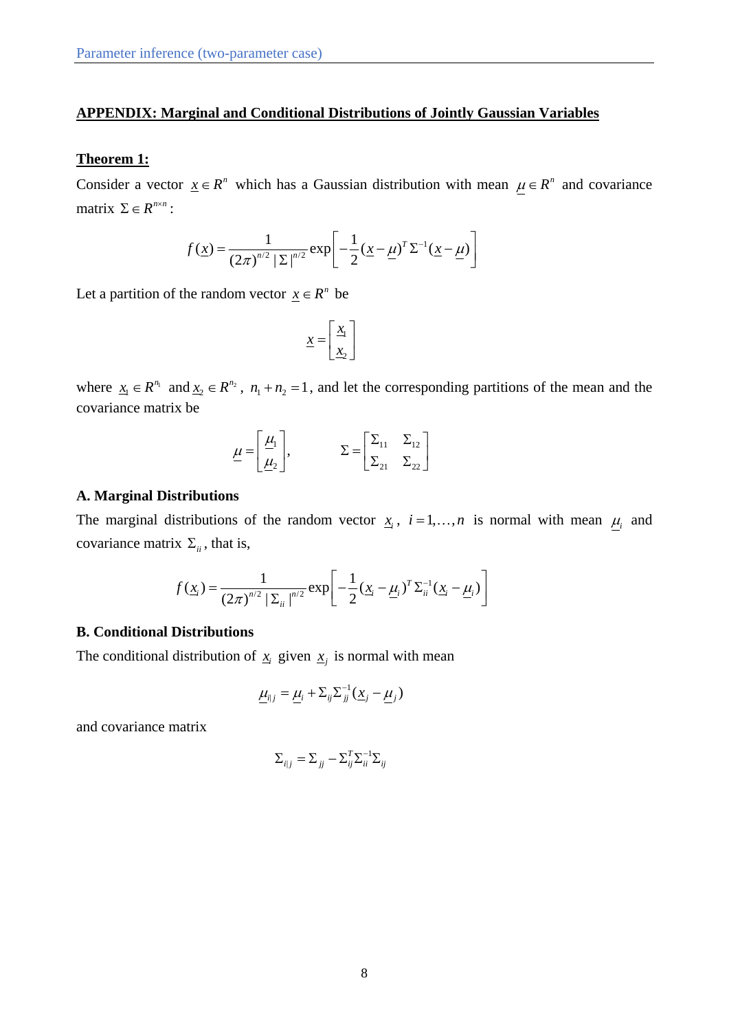## APPENDIX: Marginal and Conditional Distributions of Jointly Gaussian Variables

**Theorem 1:**

Consider a vector $\underline{x} \in R^n$ which has a Gaussian distribution with mean $\underline{\mu} \in R^n$ and covariance matrix $\Sigma \in R^{n \times n}$:

$$f(\underline{x}) = \frac{1}{(2\pi)^{n/2} |\Sigma|^{n/2}} \exp\left[ -\frac{1}{2}(\underline{x} - \underline{\mu})^T \Sigma^{-1} (\underline{x} - \underline{\mu}) \right]$$

Let a partition of the random vector $\underline{x} \in R^n$ be

$$\underline{x} = \begin{bmatrix} \underline{x}_1 \\ \underline{x}_2 \end{bmatrix}$$

where $\underline{x}_1 \in R^{n_1}$ and $\underline{x}_2 \in R^{n_2}$, $n_1 + n_2 = 1$, and let the corresponding partitions of the mean and the covariance matrix be

$$\underline{\mu} = \begin{bmatrix} \underline{\mu}_1 \\ \underline{\mu}_2 \end{bmatrix}, \qquad \Sigma = \begin{bmatrix} \Sigma_{11} & \Sigma_{12} \\ \Sigma_{21} & \Sigma_{22} \end{bmatrix}$$

### A. Marginal Distributions

The marginal distributions of the random vector $\underline{x}_i$, $i = 1, \ldots, n$ is normal with mean $\underline{\mu}_i$ and covariance matrix $\Sigma_{ii}$, that is,

$$f(\underline{x}_i) = \frac{1}{(2\pi)^{n/2} |\Sigma_{ii}|^{n/2}} \exp\left[ -\frac{1}{2}(\underline{x}_i - \underline{\mu}_i)^T \Sigma_{ii}^{-1} (\underline{x}_i - \underline{\mu}_i) \right]$$

### B. Conditional Distributions

The conditional distribution of $\underline{x}_i$ given $\underline{x}_j$ is normal with mean

$$\underline{\mu}_{i|j} = \underline{\mu}_i + \Sigma_{ij} \Sigma_{jj}^{-1} (\underline{x}_j - \underline{\mu}_j)$$

and covariance matrix

$$\Sigma_{i|j} = \Sigma_{jj} - \Sigma_{ij}^T \Sigma_{ii}^{-1} \Sigma_{ij}$$